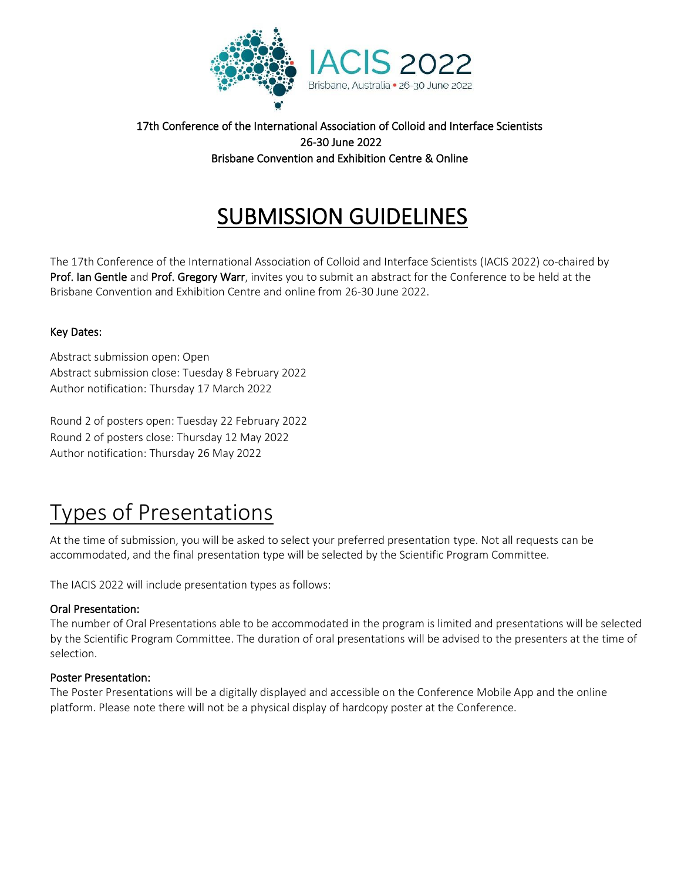IACIS 2022

Brisbane, Australia • 26-30 June 2022

17th Conference of the International Association of Colloid and Interface Scientists
26-30 June 2022
Brisbane Convention and Exhibition Centre & Online

# SUBMISSION GUIDELINES

The 17th Conference of the International Association of Colloid and Interface Scientists (IACIS 2022) co-chaired by **Prof. Ian Gentle** and **Prof. Gregory Warr**, invites you to submit an abstract for the Conference to be held at the Brisbane Convention and Exhibition Centre and online from 26-30 June 2022.

### Key Dates:

Abstract submission open: Open
Abstract submission close: Tuesday 8 February 2022
Author notification: Thursday 17 March 2022

Round 2 of posters open: Tuesday 22 February 2022
Round 2 of posters close: Thursday 12 May 2022
Author notification: Thursday 26 May 2022

## Types of Presentations

At the time of submission, you will be asked to select your preferred presentation type. Not all requests can be accommodated, and the final presentation type will be selected by the Scientific Program Committee.

The IACIS 2022 will include presentation types as follows:

### Oral Presentation:

The number of Oral Presentations able to be accommodated in the program is limited and presentations will be selected by the Scientific Program Committee. The duration of oral presentations will be advised to the presenters at the time of selection.

### Poster Presentation:

The Poster Presentations will be a digitally displayed and accessible on the Conference Mobile App and the online platform. Please note there will not be a physical display of hardcopy poster at the Conference.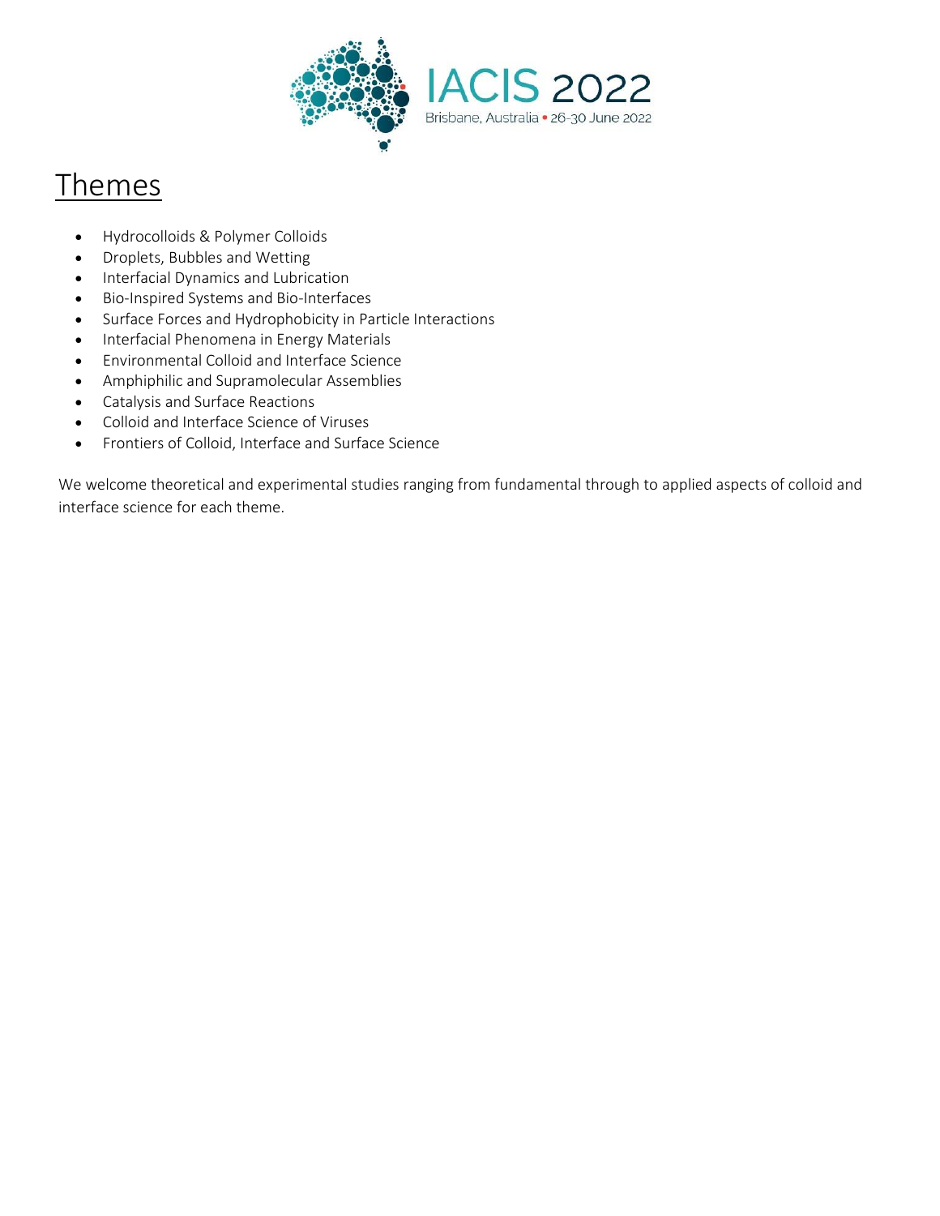# Themes

- Hydrocolloids & Polymer Colloids
- Droplets, Bubbles and Wetting
- Interfacial Dynamics and Lubrication
- Bio-Inspired Systems and Bio-Interfaces
- Surface Forces and Hydrophobicity in Particle Interactions
- Interfacial Phenomena in Energy Materials
- Environmental Colloid and Interface Science
- Amphiphilic and Supramolecular Assemblies
- Catalysis and Surface Reactions
- Colloid and Interface Science of Viruses
- Frontiers of Colloid, Interface and Surface Science

We welcome theoretical and experimental studies ranging from fundamental through to applied aspects of colloid and interface science for each theme.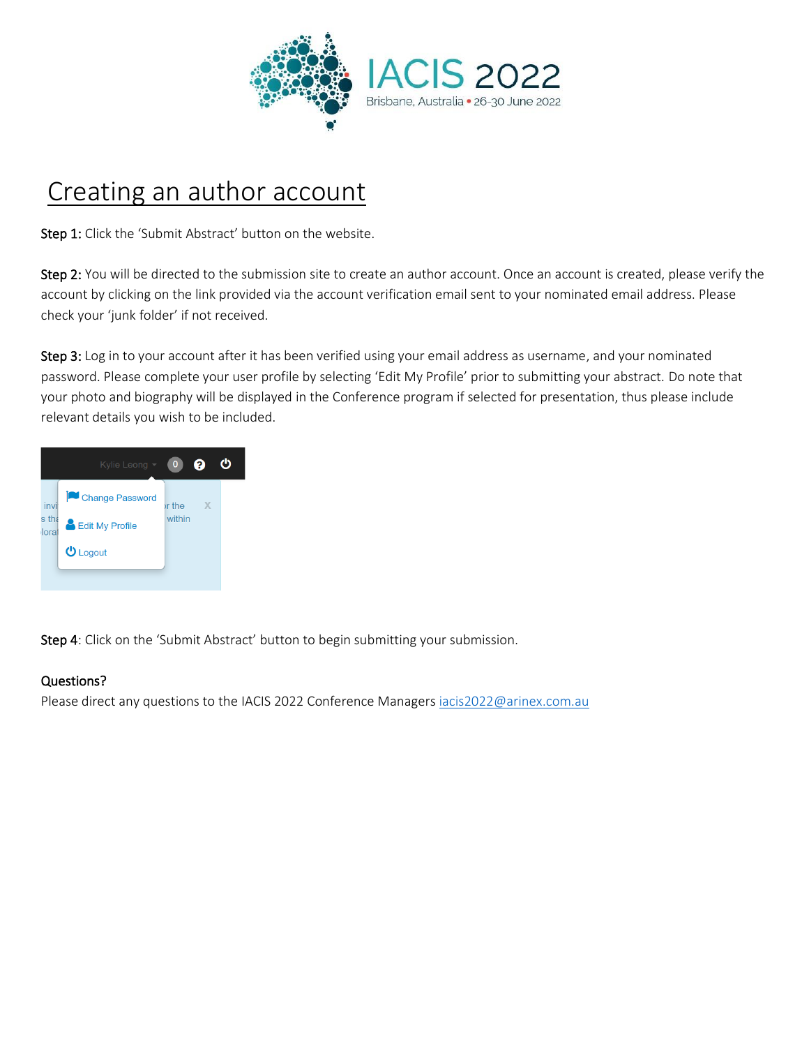# Creating an author account

**Step 1:** Click the 'Submit Abstract' button on the website.

**Step 2:** You will be directed to the submission site to create an author account. Once an account is created, please verify the account by clicking on the link provided via the account verification email sent to your nominated email address. Please check your 'junk folder' if not received.

**Step 3:** Log in to your account after it has been verified using your email address as username, and your nominated password. Please complete your user profile by selecting 'Edit My Profile' prior to submitting your abstract. Do note that your photo and biography will be displayed in the Conference program if selected for presentation, thus please include relevant details you wish to be included.

**Step 4**: Click on the 'Submit Abstract' button to begin submitting your submission.

**Questions?**

Please direct any questions to the IACIS 2022 Conference Managers iacis2022@arinex.com.au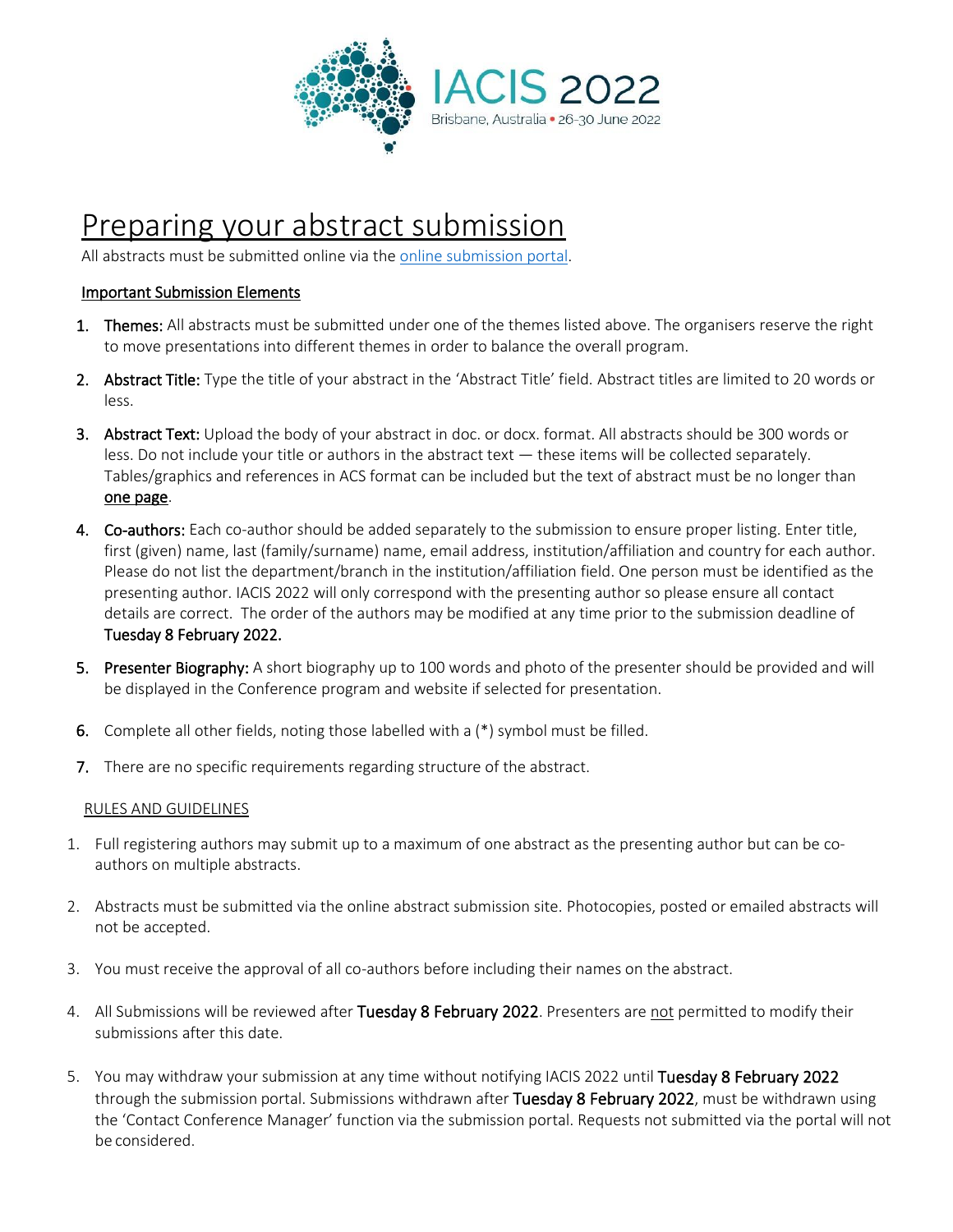IACIS 2022

Brisbane, Australia • 26-30 June 2022

# Preparing your abstract submission

All abstracts must be submitted online via the [online submission portal](online submission portal).

**Important Submission Elements**

1. **Themes:** All abstracts must be submitted under one of the themes listed above. The organisers reserve the right to move presentations into different themes in order to balance the overall program.
2. **Abstract Title:** Type the title of your abstract in the 'Abstract Title' field. Abstract titles are limited to 20 words or less.
3. **Abstract Text:** Upload the body of your abstract in doc. or docx. format. All abstracts should be 300 words or less. Do not include your title or authors in the abstract text — these items will be collected separately. Tables/graphics and references in ACS format can be included but the text of abstract must be no longer than one page.
4. **Co-authors:** Each co-author should be added separately to the submission to ensure proper listing. Enter title, first (given) name, last (family/surname) name, email address, institution/affiliation and country for each author. Please do not list the department/branch in the institution/affiliation field. One person must be identified as the presenting author. IACIS 2022 will only correspond with the presenting author so please ensure all contact details are correct. The order of the authors may be modified at any time prior to the submission deadline of **Tuesday 8 February 2022.**
5. **Presenter Biography:** A short biography up to 100 words and photo of the presenter should be provided and will be displayed in the Conference program and website if selected for presentation.
6. Complete all other fields, noting those labelled with a (*) symbol must be filled.
7. There are no specific requirements regarding structure of the abstract.

RULES AND GUIDELINES

1. Full registering authors may submit up to a maximum of one abstract as the presenting author but can be co-authors on multiple abstracts.
2. Abstracts must be submitted via the online abstract submission site. Photocopies, posted or emailed abstracts will not be accepted.
3. You must receive the approval of all co-authors before including their names on the abstract.
4. All Submissions will be reviewed after **Tuesday 8 February 2022**. Presenters are not permitted to modify their submissions after this date.
5. You may withdraw your submission at any time without notifying IACIS 2022 until **Tuesday 8 February 2022** through the submission portal. Submissions withdrawn after **Tuesday 8 February 2022**, must be withdrawn using the 'Contact Conference Manager' function via the submission portal. Requests not submitted via the portal will not be considered.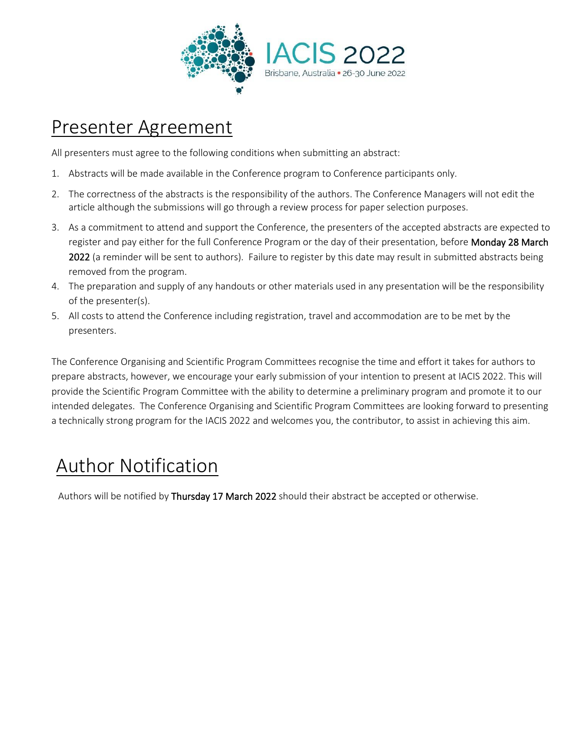# Presenter Agreement

All presenters must agree to the following conditions when submitting an abstract:

1. Abstracts will be made available in the Conference program to Conference participants only.
2. The correctness of the abstracts is the responsibility of the authors. The Conference Managers will not edit the article although the submissions will go through a review process for paper selection purposes.
3. As a commitment to attend and support the Conference, the presenters of the accepted abstracts are expected to register and pay either for the full Conference Program or the day of their presentation, before **Monday 28 March 2022** (a reminder will be sent to authors). Failure to register by this date may result in submitted abstracts being removed from the program.
4. The preparation and supply of any handouts or other materials used in any presentation will be the responsibility of the presenter(s).
5. All costs to attend the Conference including registration, travel and accommodation are to be met by the presenters.

The Conference Organising and Scientific Program Committees recognise the time and effort it takes for authors to prepare abstracts, however, we encourage your early submission of your intention to present at IACIS 2022. This will provide the Scientific Program Committee with the ability to determine a preliminary program and promote it to our intended delegates. The Conference Organising and Scientific Program Committees are looking forward to presenting a technically strong program for the IACIS 2022 and welcomes you, the contributor, to assist in achieving this aim.

# Author Notification

Authors will be notified by **Thursday 17 March 2022** should their abstract be accepted or otherwise.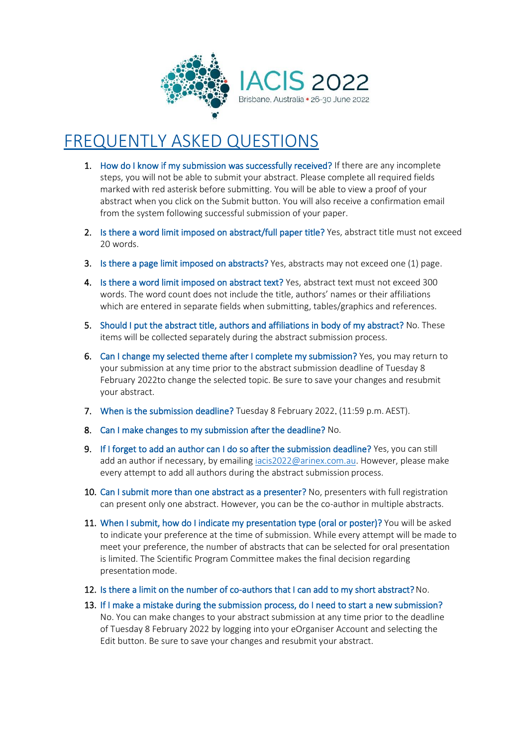IACIS 2022
Brisbane, Australia • 26-30 June 2022

# FREQUENTLY ASKED QUESTIONS

1. How do I know if my submission was successfully received? If there are any incomplete steps, you will not be able to submit your abstract. Please complete all required fields marked with red asterisk before submitting. You will be able to view a proof of your abstract when you click on the Submit button. You will also receive a confirmation email from the system following successful submission of your paper.

2. Is there a word limit imposed on abstract/full paper title? Yes, abstract title must not exceed 20 words.

3. Is there a page limit imposed on abstracts? Yes, abstracts may not exceed one (1) page.

4. Is there a word limit imposed on abstract text? Yes, abstract text must not exceed 300 words. The word count does not include the title, authors' names or their affiliations which are entered in separate fields when submitting, tables/graphics and references.

5. Should I put the abstract title, authors and affiliations in body of my abstract? No. These items will be collected separately during the abstract submission process.

6. Can I change my selected theme after I complete my submission? Yes, you may return to your submission at any time prior to the abstract submission deadline of Tuesday 8 February 2022to change the selected topic. Be sure to save your changes and resubmit your abstract.

7. When is the submission deadline? Tuesday 8 February 2022. (11:59 p.m. AEST).

8. Can I make changes to my submission after the deadline? No.

9. If I forget to add an author can I do so after the submission deadline? Yes, you can still add an author if necessary, by emailing iacis2022@arinex.com.au. However, please make every attempt to add all authors during the abstract submission process.

10. Can I submit more than one abstract as a presenter? No, presenters with full registration can present only one abstract. However, you can be the co-author in multiple abstracts.

11. When I submit, how do I indicate my presentation type (oral or poster)? You will be asked to indicate your preference at the time of submission. While every attempt will be made to meet your preference, the number of abstracts that can be selected for oral presentation is limited. The Scientific Program Committee makes the final decision regarding presentation mode.

12. Is there a limit on the number of co-authors that I can add to my short abstract? No.

13. If I make a mistake during the submission process, do I need to start a new submission? No. You can make changes to your abstract submission at any time prior to the deadline of Tuesday 8 February 2022 by logging into your eOrganiser Account and selecting the Edit button. Be sure to save your changes and resubmit your abstract.